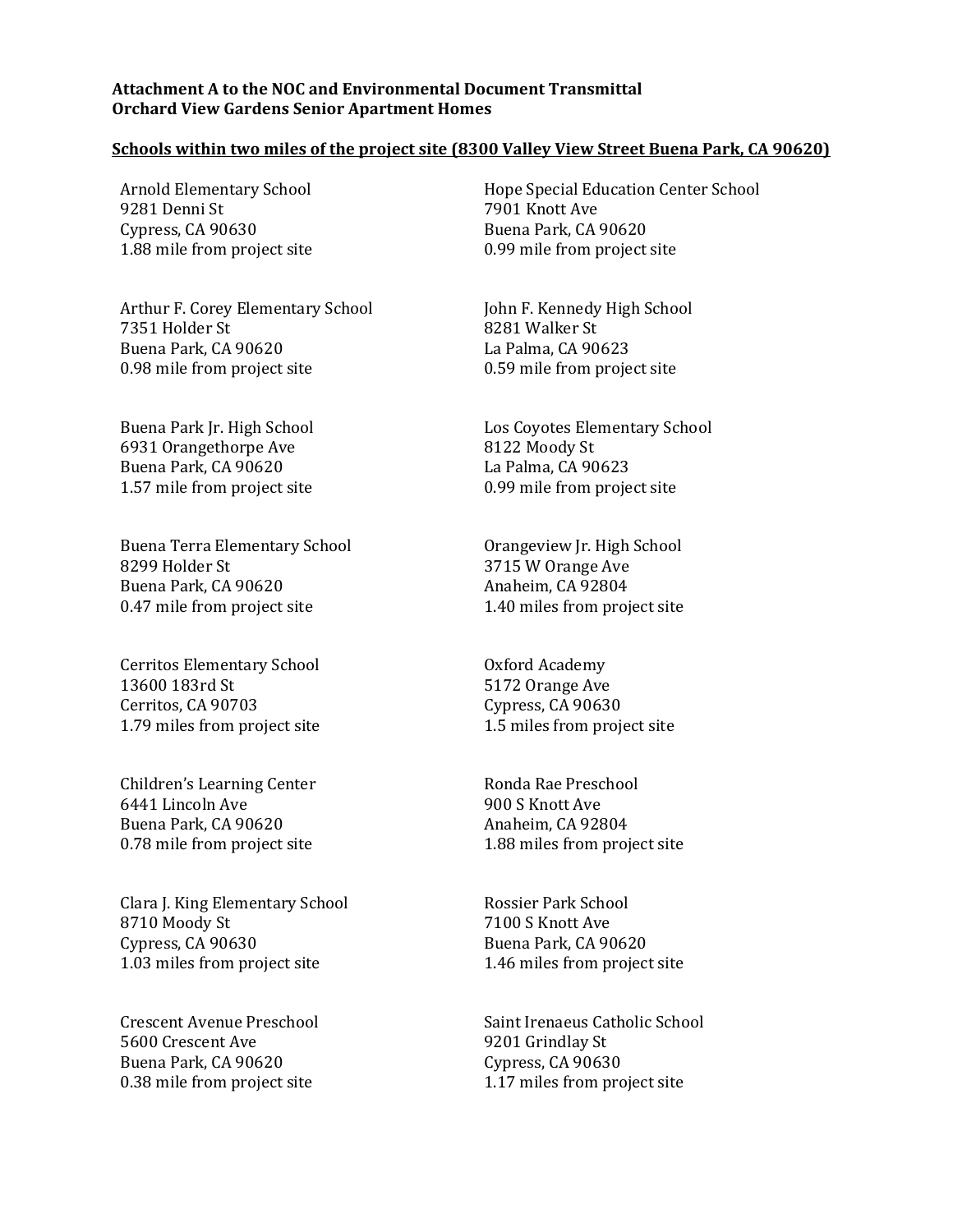**Attachment A to the NOC and Environmental Document Transmittal**
**Orchard View Gardens Senior Apartment Homes**

**Schools within two miles of the project site (8300 Valley View Street Buena Park, CA 90620)**

Arnold Elementary School
9281 Denni St
Cypress, CA 90630
1.88 mile from project site

Arthur F. Corey Elementary School
7351 Holder St
Buena Park, CA 90620
0.98 mile from project site

Buena Park Jr. High School
6931 Orangethorpe Ave
Buena Park, CA 90620
1.57 mile from project site

Buena Terra Elementary School
8299 Holder St
Buena Park, CA 90620
0.47 mile from project site

Cerritos Elementary School
13600 183rd St
Cerritos, CA 90703
1.79 miles from project site

Children's Learning Center
6441 Lincoln Ave
Buena Park, CA 90620
0.78 mile from project site

Clara J. King Elementary School
8710 Moody St
Cypress, CA 90630
1.03 miles from project site

Crescent Avenue Preschool
5600 Crescent Ave
Buena Park, CA 90620
0.38 mile from project site

Hope Special Education Center School
7901 Knott Ave
Buena Park, CA 90620
0.99 mile from project site

John F. Kennedy High School
8281 Walker St
La Palma, CA 90623
0.59 mile from project site

Los Coyotes Elementary School
8122 Moody St
La Palma, CA 90623
0.99 mile from project site

Orangeview Jr. High School
3715 W Orange Ave
Anaheim, CA 92804
1.40 miles from project site

Oxford Academy
5172 Orange Ave
Cypress, CA 90630
1.5 miles from project site

Ronda Rae Preschool
900 S Knott Ave
Anaheim, CA 92804
1.88 miles from project site

Rossier Park School
7100 S Knott Ave
Buena Park, CA 90620
1.46 miles from project site

Saint Irenaeus Catholic School
9201 Grindlay St
Cypress, CA 90630
1.17 miles from project site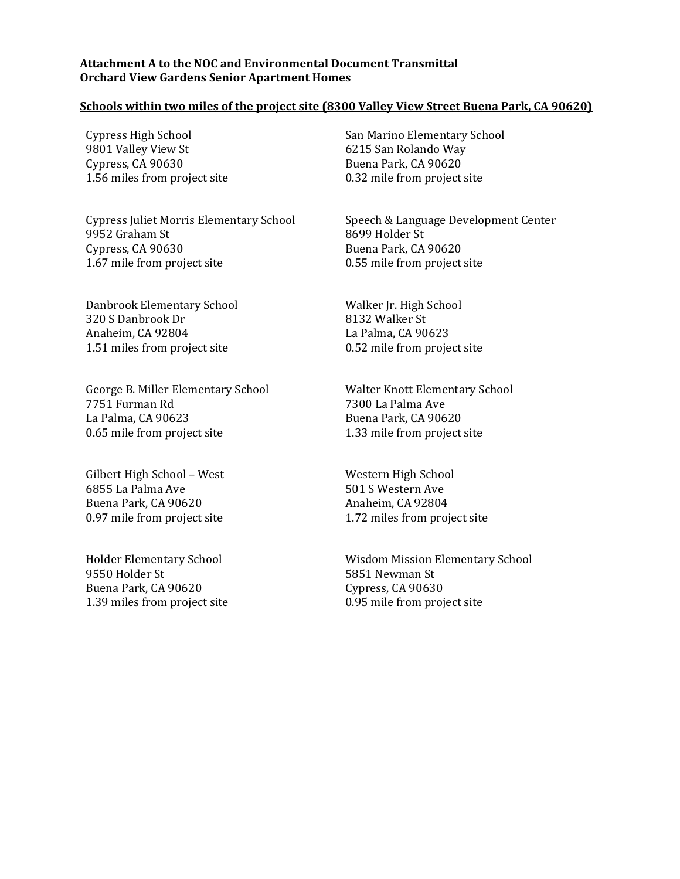**Attachment A to the NOC and Environmental Document Transmittal**
**Orchard View Gardens Senior Apartment Homes**

**Schools within two miles of the project site (8300 Valley View Street Buena Park, CA 90620)**

Cypress High School
9801 Valley View St
Cypress, CA 90630
1.56 miles from project site

Cypress Juliet Morris Elementary School
9952 Graham St
Cypress, CA 90630
1.67 mile from project site

Danbrook Elementary School
320 S Danbrook Dr
Anaheim, CA 92804
1.51 miles from project site

George B. Miller Elementary School
7751 Furman Rd
La Palma, CA 90623
0.65 mile from project site

Gilbert High School – West
6855 La Palma Ave
Buena Park, CA 90620
0.97 mile from project site

Holder Elementary School
9550 Holder St
Buena Park, CA 90620
1.39 miles from project site

San Marino Elementary School
6215 San Rolando Way
Buena Park, CA 90620
0.32 mile from project site

Speech & Language Development Center
8699 Holder St
Buena Park, CA 90620
0.55 mile from project site

Walker Jr. High School
8132 Walker St
La Palma, CA 90623
0.52 mile from project site

Walter Knott Elementary School
7300 La Palma Ave
Buena Park, CA 90620
1.33 mile from project site

Western High School
501 S Western Ave
Anaheim, CA 92804
1.72 miles from project site

Wisdom Mission Elementary School
5851 Newman St
Cypress, CA 90630
0.95 mile from project site